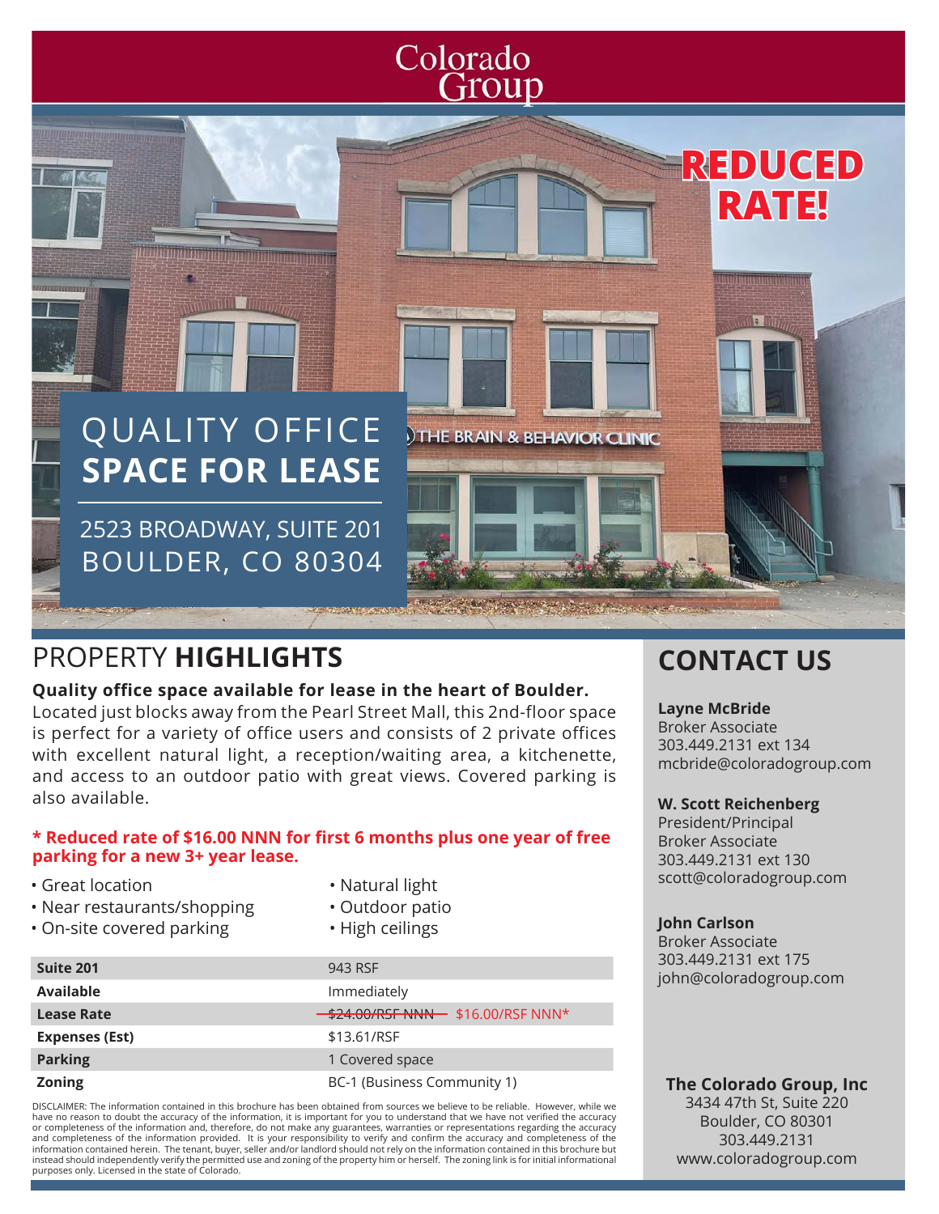# Colorado Group

**REDUCED RATE!**

# QUALITY OFFICE **SPACE FOR LEASE**

2523 BROADWAY, SUITE 201
BOULDER, CO 80304

## PROPERTY **HIGHLIGHTS**

**Quality office space available for lease in the heart of Boulder.**
Located just blocks away from the Pearl Street Mall, this 2nd-floor space is perfect for a variety of office users and consists of 2 private offices with excellent natural light, a reception/waiting area, a kitchenette, and access to an outdoor patio with great views. Covered parking is also available.

**\* Reduced rate of $16.00 NNN for first 6 months plus one year of free parking for a new 3+ year lease.**

- Great location
- Near restaurants/shopping
- On-site covered parking
- Natural light
- Outdoor patio
- High ceilings

| | |
|---|---|
| **Suite 201** | 943 RSF |
| **Available** | Immediately |
| **Lease Rate** | ~~$24.00/RSF NNN~~ $16.00/RSF NNN* |
| **Expenses (Est)** | $13.61/RSF |
| **Parking** | 1 Covered space |
| **Zoning** | BC-1 (Business Community 1) |

DISCLAIMER: The information contained in this brochure has been obtained from sources we believe to be reliable. However, while we have no reason to doubt the accuracy of the information, it is important for you to understand that we have not verified the accuracy or completeness of the information and, therefore, do not make any guarantees, warranties or representations regarding the accuracy and completeness of the information provided. It is your responsibility to verify and confirm the accuracy and completeness of the information contained herein. The tenant, buyer, seller and/or landlord should not rely on the information contained in this brochure but instead should independently verify the permitted use and zoning of the property him or herself. The zoning link is for initial informational purposes only. Licensed in the state of Colorado.

## CONTACT US

**Layne McBride**
Broker Associate
303.449.2131 ext 134
mcbride@coloradogroup.com

**W. Scott Reichenberg**
President/Principal
Broker Associate
303.449.2131 ext 130
scott@coloradogroup.com

**John Carlson**
Broker Associate
303.449.2131 ext 175
john@coloradogroup.com

**The Colorado Group, Inc**
3434 47th St, Suite 220
Boulder, CO 80301
303.449.2131
www.coloradogroup.com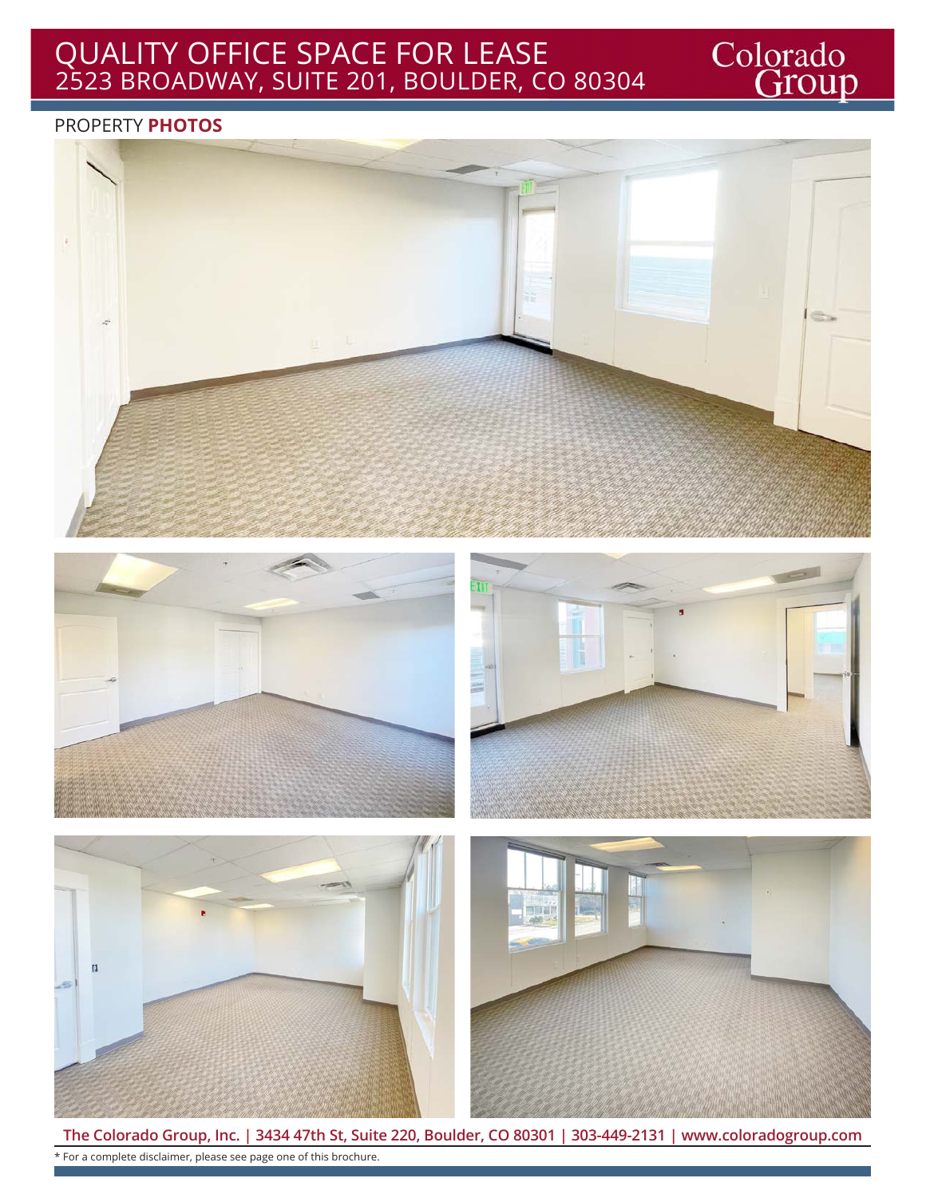# QUALITY OFFICE SPACE FOR LEASE
## 2523 BROADWAY, SUITE 201, BOULDER, CO 80304

Colorado Group

PROPERTY **PHOTOS**

**The Colorado Group, Inc. | 3434 47th St, Suite 220, Boulder, CO 80301 | 303-449-2131 | www.coloradogroup.com**

* For a complete disclaimer, please see page one of this brochure.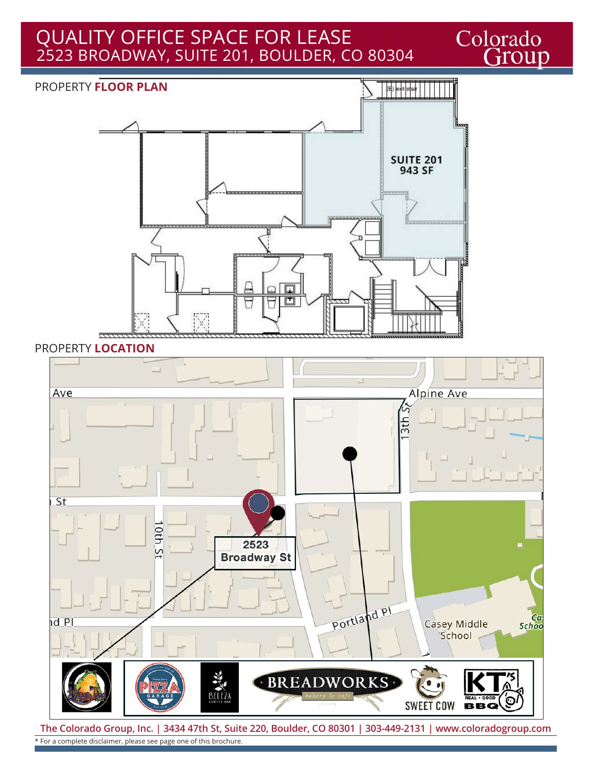# QUALITY OFFICE SPACE FOR LEASE
## 2523 BROADWAY, SUITE 201, BOULDER, CO 80304

Colorado Group

PROPERTY **FLOOR PLAN**

(E) exit stair

SUITE 201
943 SF

PROPERTY **LOCATION**

Ave
Alpine Ave
13th St
St
10th St
2523 Broadway St
Portland Pl
nd Pl
Casey Middle School

PIZZA GARAGE
BELEZA COFFEE BAR
BREADWORKS bakery & cafe
SWEET COW
KT'S REAL • GOOD BBQ

The Colorado Group, Inc. | 3434 47th St, Suite 220, Boulder, CO 80301 | 303-449-2131 | www.coloradogroup.com

* For a complete disclaimer, please see page one of this brochure.